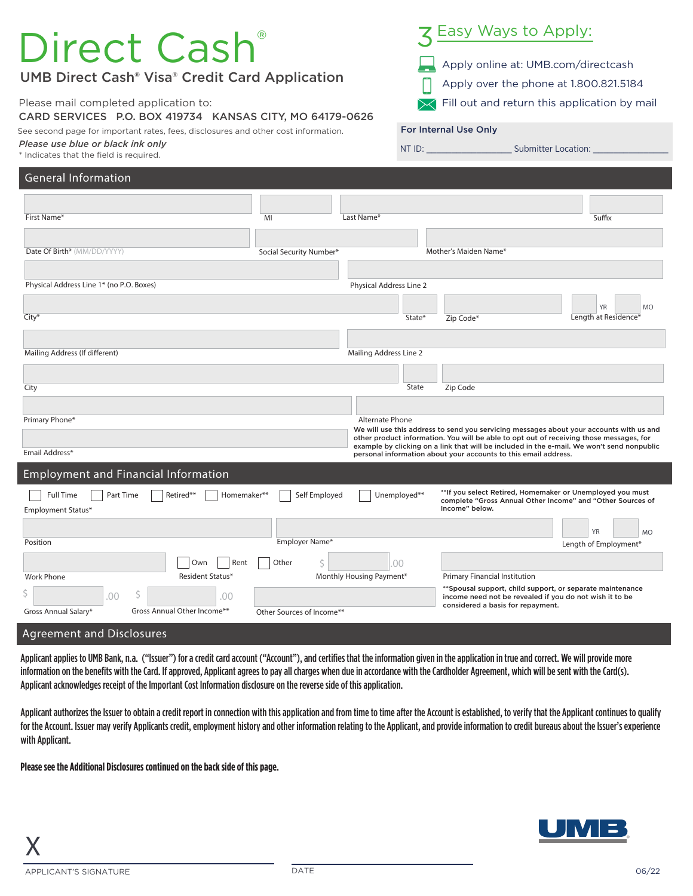# Direct Cash®

## UMB Direct Cash® Visa® Credit Card Application

Please mail completed application to:
CARD SERVICES P.O. BOX 419734 KANSAS CITY, MO 64179-0626

See second page for important rates, fees, disclosures and other cost information.

*Please use blue or black ink only*

* Indicates that the field is required.

## 3 Easy Ways to Apply:

- Apply online at: UMB.com/directcash
- Apply over the phone at 1.800.821.5184
- Fill out and return this application by mail

**For Internal Use Only**

NT ID: ________________ Submitter Location: ________________

## General Information

First Name* | MI | Last Name* | Suffix

Date Of Birth* (MM/DD/YYYY) | Social Security Number* | Mother's Maiden Name*

Physical Address Line 1* (no P.O. Boxes) | Physical Address Line 2

City* | State* | Zip Code* | Length at Residence* YR MO

Mailing Address (If different) | Mailing Address Line 2

City | State | Zip Code

Primary Phone* | Alternate Phone

Email Address*

We will use this address to send you servicing messages about your accounts with us and other product information. You will be able to opt out of receiving those messages, for example by clicking on a link that will be included in the e-mail. We won't send nonpublic personal information about your accounts to this email address.

## Employment and Financial Information

Employment Status*: ☐ Full Time ☐ Part Time ☐ Retired** ☐ Homemaker** ☐ Self Employed ☐ Unemployed**

**If you select Retired, Homemaker or Unemployed you must complete "Gross Annual Other Income" and "Other Sources of Income" below.

Position | Employer Name* | Length of Employment* YR MO

Work Phone | Resident Status*: ☐ Own ☐ Rent ☐ Other | Monthly Housing Payment* $ .00 | Primary Financial Institution

Gross Annual Salary* $ .00 | Gross Annual Other Income** $ .00 | Other Sources of Income**

**Spousal support, child support, or separate maintenance income need not be revealed if you do not wish it to be considered a basis for repayment.

## Agreement and Disclosures

Applicant applies to UMB Bank, n.a. ("Issuer") for a credit card account ("Account"), and certifies that the information given in the application in true and correct. We will provide more information on the benefits with the Card. If approved, Applicant agrees to pay all charges when due in accordance with the Cardholder Agreement, which will be sent with the Card(s). Applicant acknowledges receipt of the Important Cost Information disclosure on the reverse side of this application.

Applicant authorizes the Issuer to obtain a credit report in connection with this application and from time to time after the Account is established, to verify that the Applicant continues to qualify for the Account. Issuer may verify Applicants credit, employment history and other information relating to the Applicant, and provide information to credit bureaus about the Issuer's experience with Applicant.

**Please see the Additional Disclosures continued on the back side of this page.**

X ______________________________ ______________________________
APPLICANT'S SIGNATURE DATE

UMB

06/22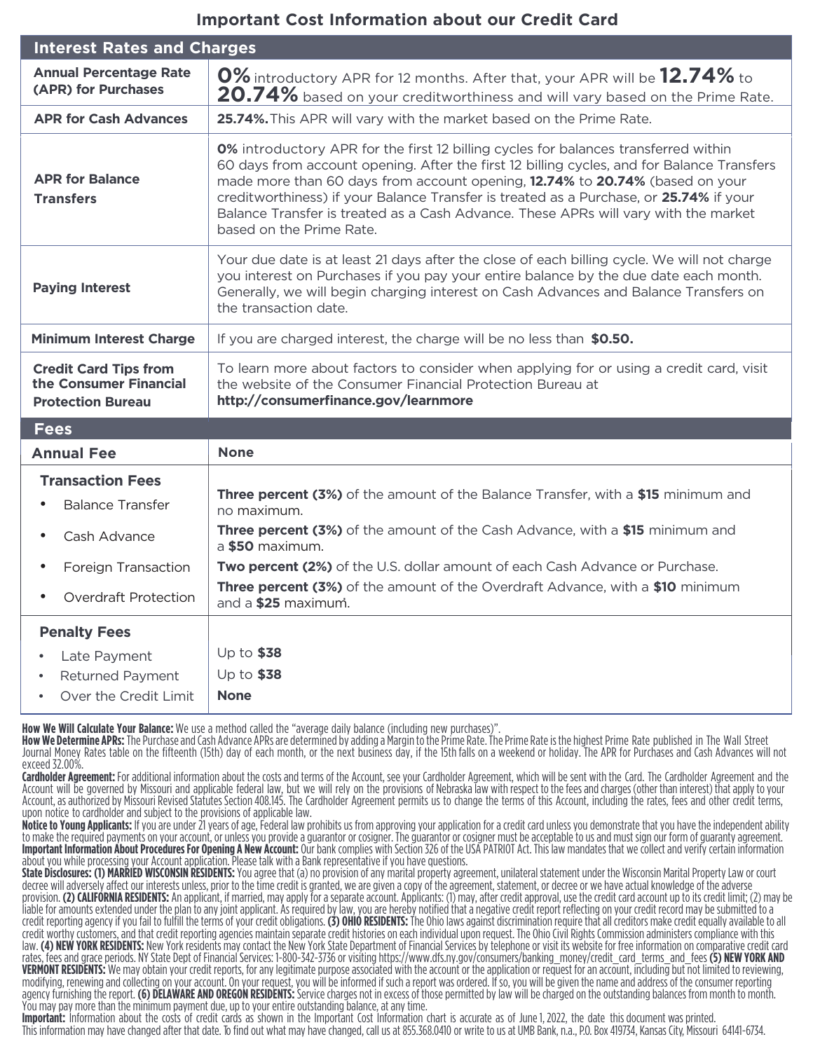## Important Cost Information about our Credit Card

| Interest Rates and Charges | |
|---|---|
| **Annual Percentage Rate (APR) for Purchases** | **0%** introductory APR for 12 months. After that, your APR will be **12.74%** to **20.74%** based on your creditworthiness and will vary based on the Prime Rate. |
| **APR for Cash Advances** | **25.74%.** This APR will vary with the market based on the Prime Rate. |
| **APR for Balance Transfers** | **0%** introductory APR for the first 12 billing cycles for balances transferred within 60 days from account opening. After the first 12 billing cycles, and for Balance Transfers made more than 60 days from account opening, **12.74%** to **20.74%** (based on your creditworthiness) if your Balance Transfer is treated as a Purchase, or **25.74%** if your Balance Transfer is treated as a Cash Advance. These APRs will vary with the market based on the Prime Rate. |
| **Paying Interest** | Your due date is at least 21 days after the close of each billing cycle. We will not charge you interest on Purchases if you pay your entire balance by the due date each month. Generally, we will begin charging interest on Cash Advances and Balance Transfers on the transaction date. |
| **Minimum Interest Charge** | If you are charged interest, the charge will be no less than **$0.50.** |
| **Credit Card Tips from the Consumer Financial Protection Bureau** | To learn more about factors to consider when applying for or using a credit card, visit the website of the Consumer Financial Protection Bureau at **http://consumerfinance.gov/learnmore** |
| **Fees** | |
| **Annual Fee** | **None** |
| **Transaction Fees** | |
| • Balance Transfer | **Three percent (3%)** of the amount of the Balance Transfer, with a **$15** minimum and no maximum. |
| • Cash Advance | **Three percent (3%)** of the amount of the Cash Advance, with a **$15** minimum and a **$50** maximum. |
| • Foreign Transaction | **Two percent (2%)** of the U.S. dollar amount of each Cash Advance or Purchase. |
| • Overdraft Protection | **Three percent (3%)** of the amount of the Overdraft Advance, with a **$10** minimum and a **$25** maximum. |
| **Penalty Fees** | |
| • Late Payment | Up to **$38** |
| • Returned Payment | Up to **$38** |
| • Over the Credit Limit | **None** |

**How We Will Calculate Your Balance:** We use a method called the "average daily balance (including new purchases)".
**How We Determine APRs:** The Purchase and Cash Advance APRs are determined by adding a Margin to the Prime Rate. The Prime Rate is the highest Prime Rate published in The Wall Street Journal Money Rates table on the fifteenth (15th) day of each month, or the next business day, if the 15th falls on a weekend or holiday. The APR for Purchases and Cash Advances will not exceed 32.00%.
**Cardholder Agreement:** For additional information about the costs and terms of the Account, see your Cardholder Agreement, which will be sent with the Card. The Cardholder Agreement and the Account will be governed by Missouri and applicable federal law, but we will rely on the provisions of Nebraska law with respect to the fees and charges (other than interest) that apply to your Account, as authorized by Missouri Revised Statutes Section 408.145. The Cardholder Agreement permits us to change the terms of this Account, including the rates, fees and other credit terms, upon notice to cardholder and subject to the provisions of applicable law.
**Notice to Young Applicants:** If you are under 21 years of age, Federal law prohibits us from approving your application for a credit card unless you demonstrate that you have the independent ability to make the required payments on your account, or unless you provide a guarantor or cosigner. The guarantor or cosigner must be acceptable to us and must sign our form of guaranty agreement.
**Important Information About Procedures For Opening A New Account:** Our bank complies with Section 326 of the USA PATRIOT Act. This law mandates that we collect and verify certain information about you while processing your Account application. Please talk with a Bank representative if you have questions.
**State Disclosures: (1) MARRIED WISCONSIN RESIDENTS:** You agree that (a) no provision of any marital property agreement, unilateral statement under the Wisconsin Marital Property Law or court decree will adversely affect our interests unless, prior to the time credit is granted, we are given a copy of the agreement, statement, or decree or we have actual knowledge of the adverse provision. **(2) CALIFORNIA RESIDENTS:** An applicant, if married, may apply for a separate account. Applicants: (1) may, after credit approval, use the credit card account up to its credit limit; (2) may be liable for amounts extended under the plan to any joint applicant. As required by law, you are hereby notified that a negative credit report reflecting on your credit record may be submitted to a credit reporting agency if you fail to fulfill the terms of your credit obligations. **(3) OHIO RESIDENTS:** The Ohio laws against discrimination require that all creditors make credit equally available to all credit worthy customers, and that credit reporting agencies maintain separate credit histories on each individual upon request. The Ohio Civil Rights Commission administers compliance with this law. **(4) NEW YORK RESIDENTS:** New York residents may contact the New York State Department of Financial Services by telephone or visit its website for free information on comparative credit card rates, fees and grace periods. NY State Dept of Financial Services: 1-800-342-3736 or visiting https://www.dfs.ny.gov/consumers/banking_money/credit_card_terms_and_fees **(5) NEW YORK AND VERMONT RESIDENTS:** We may obtain your credit reports, for any legitimate purpose associated with the account or the application or request for an account, including but not limited to reviewing, modifying, renewing and collecting on your account. On your request, you will be informed if such a report was ordered. If so, you will be given the name and address of the consumer reporting agency furnishing the report. **(6) DELAWARE AND OREGON RESIDENTS:** Service charges not in excess of those permitted by law will be charged on the outstanding balances from month to month. You may pay more than the minimum payment due, up to your entire outstanding balance, at any time.
**Important:** Information about the costs of credit cards as shown in the Important Cost Information chart is accurate as of June 1, 2022, the date this document was printed. This information may have changed after that date. To find out what may have changed, call us at 855.368.0410 or write to us at UMB Bank, n.a., P.O. Box 419734, Kansas City, Missouri 64141-6734.